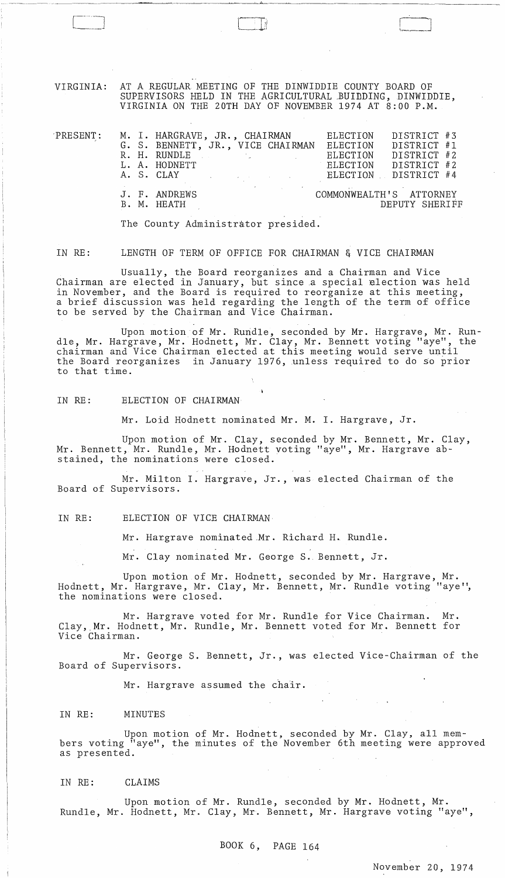VIRGINIA: AT A REGULAR MEETING OF THE DINWIDDIE COUNTY BOARD OF SUPERVISORS HELD IN THE AGRICULTURAL BUIDDING, DINWIDDIE, VIRGINIA ON THE 20TH DAY OF NOVEMBER 1974 AT 8:00 P.M.

| PRESENT: | | | |
|---|---|---|---|
| | M. I. HARGRAVE, JR., CHAIRMAN | ELECTION | DISTRICT #3 |
| | G. S. BENNETT, JR., VICE CHAIRMAN | ELECTION | DISTRICT #1 |
| | R. H. RUNDLE | ELECTION | DISTRICT #2 |
| | L. A. HODNETT | ELECTION | DISTRICT #2 |
| | A. S. CLAY | ELECTION | DISTRICT #4 |
| | J. F. ANDREWS | COMMONWEALTH'S ATTORNEY | |
| | B. M. HEATH | DEPUTY SHERIFF | |

The County Administrator presided.

IN RE: LENGTH OF TERM OF OFFICE FOR CHAIRMAN & VICE CHAIRMAN

Usually, the Board reorganizes and a Chairman and Vice Chairman are elected in January, but since a special election was held in November, and the Board is required to reorganize at this meeting, a brief discussion was held regarding the length of the term of office to be served by the Chairman and Vice Chairman.

Upon motion of Mr. Rundle, seconded by Mr. Hargrave, Mr. Rundle, Mr. Hargrave, Mr. Hodnett, Mr. Clay, Mr. Bennett voting "aye", the chairman and Vice Chairman elected at this meeting would serve until the Board reorganizes in January 1976, unless required to do so prior to that time.

IN RE: ELECTION OF CHAIRMAN

Mr. Loid Hodnett nominated Mr. M. I. Hargrave, Jr.

Upon motion of Mr. Clay, seconded by Mr. Bennett, Mr. Clay, Mr. Bennett, Mr. Rundle, Mr. Hodnett voting "aye", Mr. Hargrave abstained, the nominations were closed.

Mr. Milton I. Hargrave, Jr., was elected Chairman of the Board of Supervisors.

IN RE: ELECTION OF VICE CHAIRMAN

Mr. Hargrave nominated Mr. Richard H. Rundle.

Mr. Clay nominated Mr. George S. Bennett, Jr.

Upon motion of Mr. Hodnett, seconded by Mr. Hargrave, Mr. Hodnett, Mr. Hargrave, Mr. Clay, Mr. Bennett, Mr. Rundle voting "aye", the nominations were closed.

Mr. Hargrave voted for Mr. Rundle for Vice Chairman. Mr. Clay, Mr. Hodnett, Mr. Rundle, Mr. Bennett voted for Mr. Bennett for Vice Chairman.

Mr. George S. Bennett, Jr., was elected Vice-Chairman of the Board of Supervisors.

Mr. Hargrave assumed the chair.

IN RE: MINUTES

Upon motion of Mr. Hodnett, seconded by Mr. Clay, all members voting "aye", the minutes of the November 6th meeting were approved as presented.

IN RE: CLAIMS

Upon motion of Mr. Rundle, seconded by Mr. Hodnett, Mr. Rundle, Mr. Hodnett, Mr. Clay, Mr. Bennett, Mr. Hargrave voting "aye",

BOOK 6, PAGE 164

November 20, 1974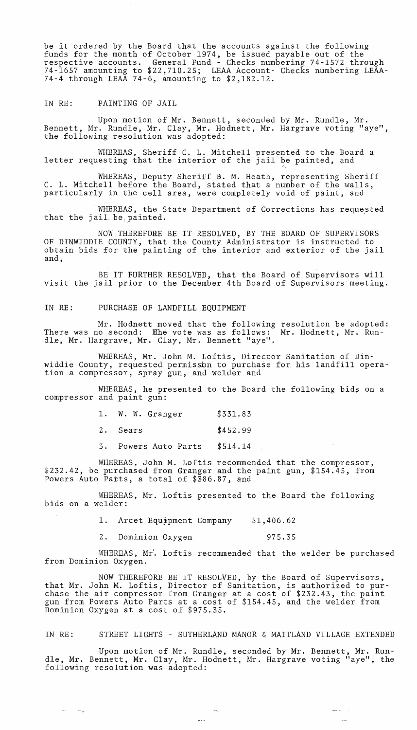be it ordered by the Board that the accounts against the following funds for the month of October 1974, be issued payable out of the respective accounts. General Fund - Checks numbering 74-1572 through 74-1657 amounting to $22,710.25; LEAA Account- Checks numbering LEAA-74-4 through LEAA 74-6, amounting to $2,182.12.

IN RE: PAINTING OF JAIL

Upon motion of Mr. Bennett, seconded by Mr. Rundle, Mr. Bennett, Mr. Rundle, Mr. Clay, Mr. Hodnett, Mr. Hargrave voting "aye", the following resolution was adopted:

WHEREAS, Sheriff C. L. Mitchell presented to the Board a letter requesting that the interior of the jail be painted, and

WHEREAS, Deputy Sheriff B. M. Heath, representing Sheriff C. L. Mitchell before the Board, stated that a number of the walls, particularly in the cell area, were completely void of paint, and

WHEREAS, the State Department of Corrections has requested that the jail be painted.

NOW THEREFORE BE IT RESOLVED, BY THE BOARD OF SUPERVISORS OF DINWIDDIE COUNTY, that the County Administrator is instructed to obtain bids for the painting of the interior and exterior of the jail and,

BE IT FURTHER RESOLVED, that the Board of Supervisors will visit the jail prior to the December 4th Board of Supervisors meeting.

IN RE: PURCHASE OF LANDFILL EQUIPMENT

Mr. Hodnett moved that the following resolution be adopted: There was no second: The vote was as follows: Mr. Hodnett, Mr. Rundle, Mr. Hargrave, Mr. Clay, Mr. Bennett "aye".

WHEREAS, Mr. John M. Loftis, Director Sanitation of Dinwiddie County, requested permission to purchase for his landfill operation a compressor, spray gun, and welder and

WHEREAS, he presented to the Board the following bids on a compressor and paint gun:

1. W. W. Granger $331.83
2. Sears $452.99
3. Powers Auto Parts $514.14

WHEREAS, John M. Loftis recommended that the compressor, $232.42, be purchased from Granger and the paint gun, $154.45, from Powers Auto Parts, a total of $386.87, and

WHEREAS, Mr. Loftis presented to the Board the following bids on a welder:

1. Arcet Equipment Company $1,406.62
2. Dominion Oxygen 975.35

WHEREAS, Mr. Loftis recommended that the welder be purchased from Dominion Oxygen.

NOW THEREFORE BE IT RESOLVED, by the Board of Supervisors, that Mr. John M. Loftis, Director of Sanitation, is authorized to purchase the air compressor from Granger at a cost of $232.43, the paint gun from Powers Auto Parts at a cost of $154.45, and the welder from Dominion Oxygen at a cost of $975.35.

IN RE: STREET LIGHTS - SUTHERLAND MANOR & MAITLAND VILLAGE EXTENDED

Upon motion of Mr. Rundle, seconded by Mr. Bennett, Mr. Rundle, Mr. Bennett, Mr. Clay, Mr. Hodnett, Mr. Hargrave voting "aye", the following resolution was adopted: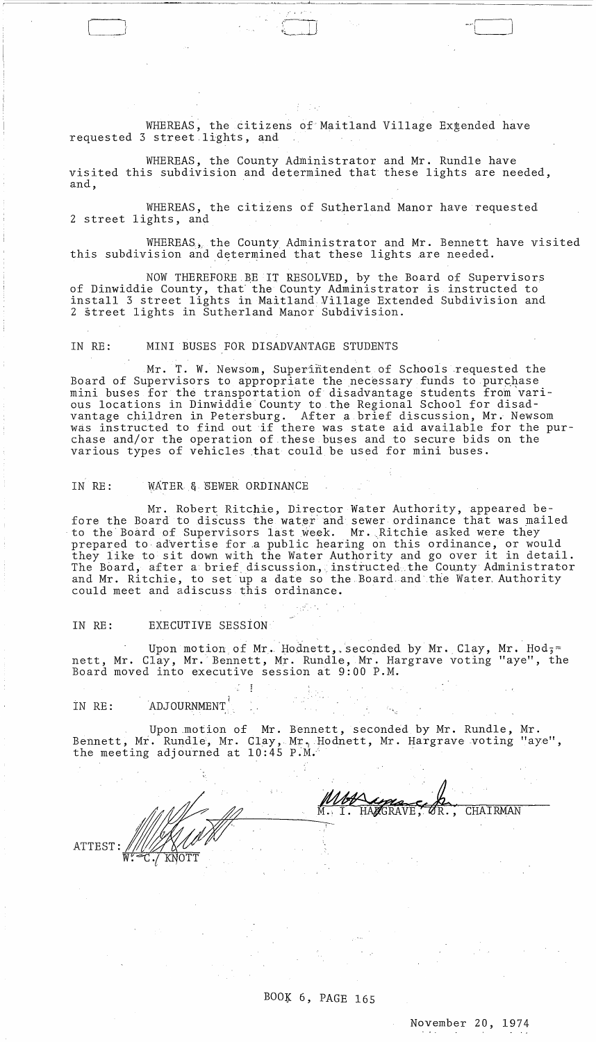WHEREAS, the citizens of Maitland Village Extended have requested 3 street lights, and

WHEREAS, the County Administrator and Mr. Rundle have visited this subdivision and determined that these lights are needed, and,

WHEREAS, the citizens of Sutherland Manor have requested 2 street lights, and

WHEREAS, the County Administrator and Mr. Bennett have visited this subdivision and determined that these lights are needed.

NOW THEREFORE BE IT RESOLVED, by the Board of Supervisors of Dinwiddie County, that the County Administrator is instructed to install 3 street lights in Maitland Village Extended Subdivision and 2 street lights in Sutherland Manor Subdivision.

IN RE: MINI BUSES FOR DISADVANTAGE STUDENTS

Mr. T. W. Newsom, Superintendent of Schools requested the Board of Supervisors to appropriate the necessary funds to purchase mini buses for the transportation of disadvantage students from various locations in Dinwiddie County to the Regional School for disadvantage children in Petersburg. After a brief discussion, Mr. Newsom was instructed to find out if there was state aid available for the purchase and/or the operation of these buses and to secure bids on the various types of vehicles that could be used for mini buses.

IN RE: WATER & SEWER ORDINANCE

Mr. Robert Ritchie, Director Water Authority, appeared before the Board to discuss the water and sewer ordinance that was mailed to the Board of Supervisors last week. Mr. Ritchie asked were they prepared to advertise for a public hearing on this ordinance, or would they like to sit down with the Water Authority and go over it in detail. The Board, after a brief discussion, instructed the County Administrator and Mr. Ritchie, to set up a date so the Board and the Water Authority could meet and adiscuss this ordinance.

IN RE: EXECUTIVE SESSION

Upon motion of Mr. Hodnett, seconded by Mr. Clay, Mr. Hodnett, Mr. Clay, Mr. Bennett, Mr. Rundle, Mr. Hargrave voting "aye", the Board moved into executive session at 9:00 P.M.

IN RE: ADJOURNMENT

Upon motion of Mr. Bennett, seconded by Mr. Rundle, Mr. Bennett, Mr. Rundle, Mr. Clay, Mr. Hodnett, Mr. Hargrave voting "aye", the meeting adjourned at 10:45 P.M.

M. I. HARGRAVE, JR., CHAIRMAN

ATTEST: W. C. KNOTT

BOOK 6, PAGE 165

November 20, 1974